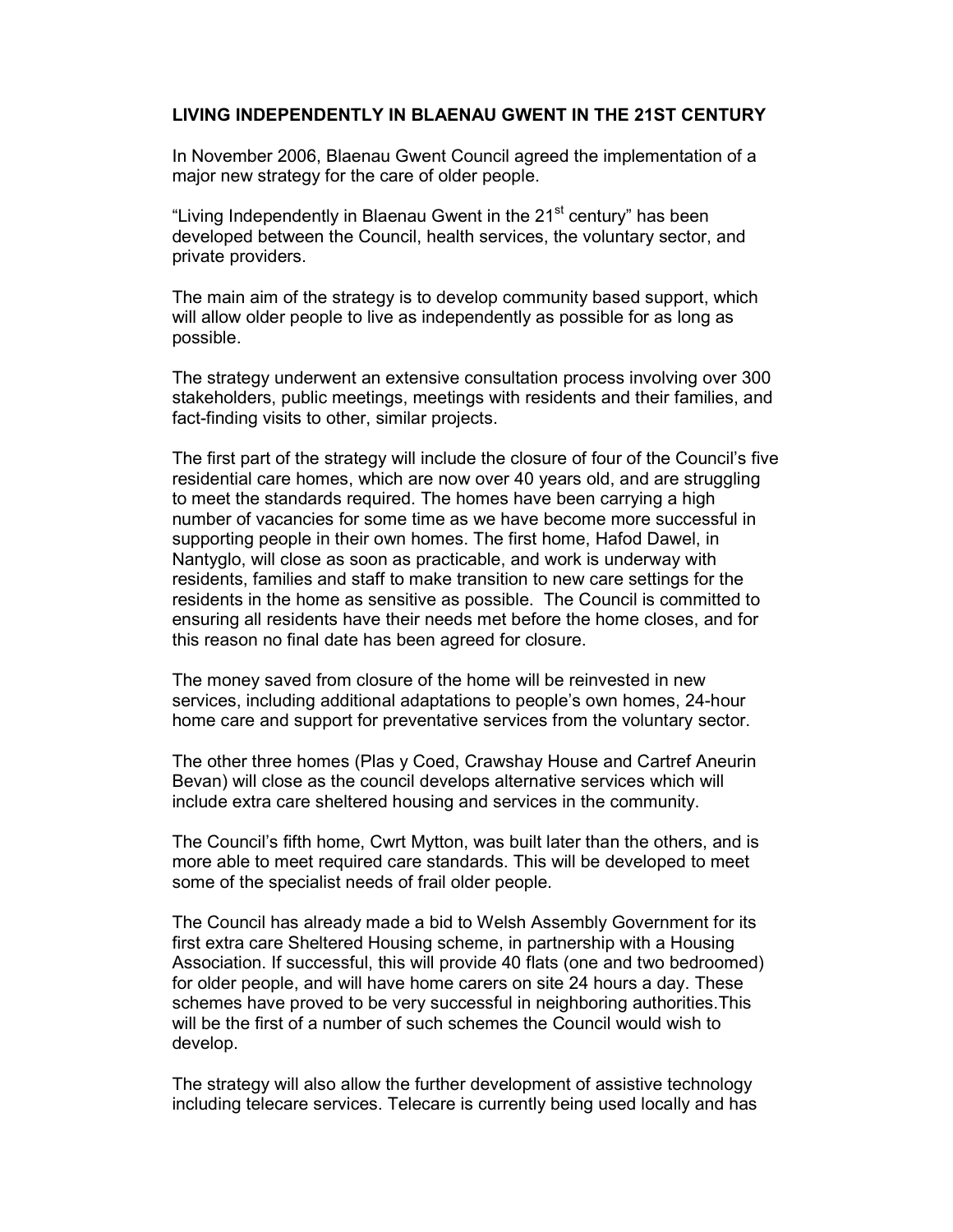# LIVING INDEPENDENTLY IN BLAENAU GWENT IN THE 21ST CENTURY

In November 2006, Blaenau Gwent Council agreed the implementation of a major new strategy for the care of older people.

"Living Independently in Blaenau Gwent in the 21st century" has been developed between the Council, health services, the voluntary sector, and private providers.

The main aim of the strategy is to develop community based support, which will allow older people to live as independently as possible for as long as possible.

The strategy underwent an extensive consultation process involving over 300 stakeholders, public meetings, meetings with residents and their families, and fact-finding visits to other, similar projects.

The first part of the strategy will include the closure of four of the Council's five residential care homes, which are now over 40 years old, and are struggling to meet the standards required. The homes have been carrying a high number of vacancies for some time as we have become more successful in supporting people in their own homes. The first home, Hafod Dawel, in Nantyglo, will close as soon as practicable, and work is underway with residents, families and staff to make transition to new care settings for the residents in the home as sensitive as possible. The Council is committed to ensuring all residents have their needs met before the home closes, and for this reason no final date has been agreed for closure.

The money saved from closure of the home will be reinvested in new services, including additional adaptations to people's own homes, 24-hour home care and support for preventative services from the voluntary sector.

The other three homes (Plas y Coed, Crawshay House and Cartref Aneurin Bevan) will close as the council develops alternative services which will include extra care sheltered housing and services in the community.

The Council's fifth home, Cwrt Mytton, was built later than the others, and is more able to meet required care standards. This will be developed to meet some of the specialist needs of frail older people.

The Council has already made a bid to Welsh Assembly Government for its first extra care Sheltered Housing scheme, in partnership with a Housing Association. If successful, this will provide 40 flats (one and two bedroomed) for older people, and will have home carers on site 24 hours a day. These schemes have proved to be very successful in neighboring authorities.This will be the first of a number of such schemes the Council would wish to develop.

The strategy will also allow the further development of assistive technology including telecare services. Telecare is currently being used locally and has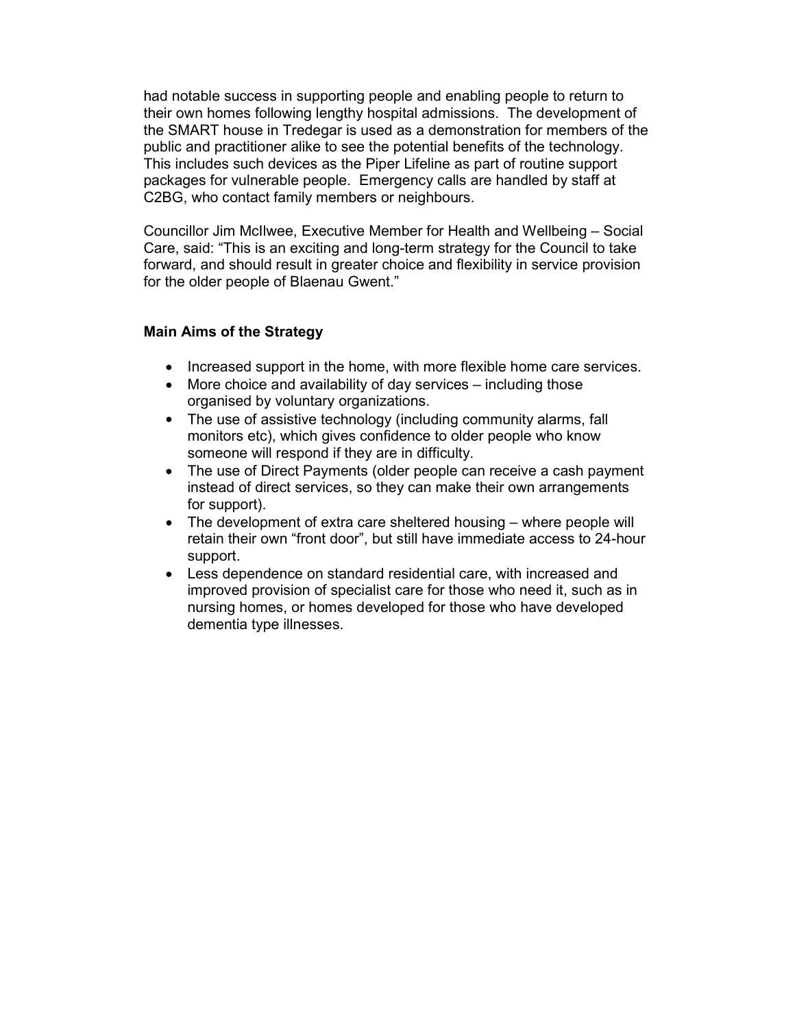had notable success in supporting people and enabling people to return to their own homes following lengthy hospital admissions. The development of the SMART house in Tredegar is used as a demonstration for members of the public and practitioner alike to see the potential benefits of the technology. This includes such devices as the Piper Lifeline as part of routine support packages for vulnerable people. Emergency calls are handled by staff at C2BG, who contact family members or neighbours.

Councillor Jim McIlwee, Executive Member for Health and Wellbeing – Social Care, said: "This is an exciting and long-term strategy for the Council to take forward, and should result in greater choice and flexibility in service provision for the older people of Blaenau Gwent."

**Main Aims of the Strategy**

- Increased support in the home, with more flexible home care services.
- More choice and availability of day services – including those organised by voluntary organizations.
- The use of assistive technology (including community alarms, fall monitors etc), which gives confidence to older people who know someone will respond if they are in difficulty.
- The use of Direct Payments (older people can receive a cash payment instead of direct services, so they can make their own arrangements for support).
- The development of extra care sheltered housing – where people will retain their own "front door", but still have immediate access to 24-hour support.
- Less dependence on standard residential care, with increased and improved provision of specialist care for those who need it, such as in nursing homes, or homes developed for those who have developed dementia type illnesses.